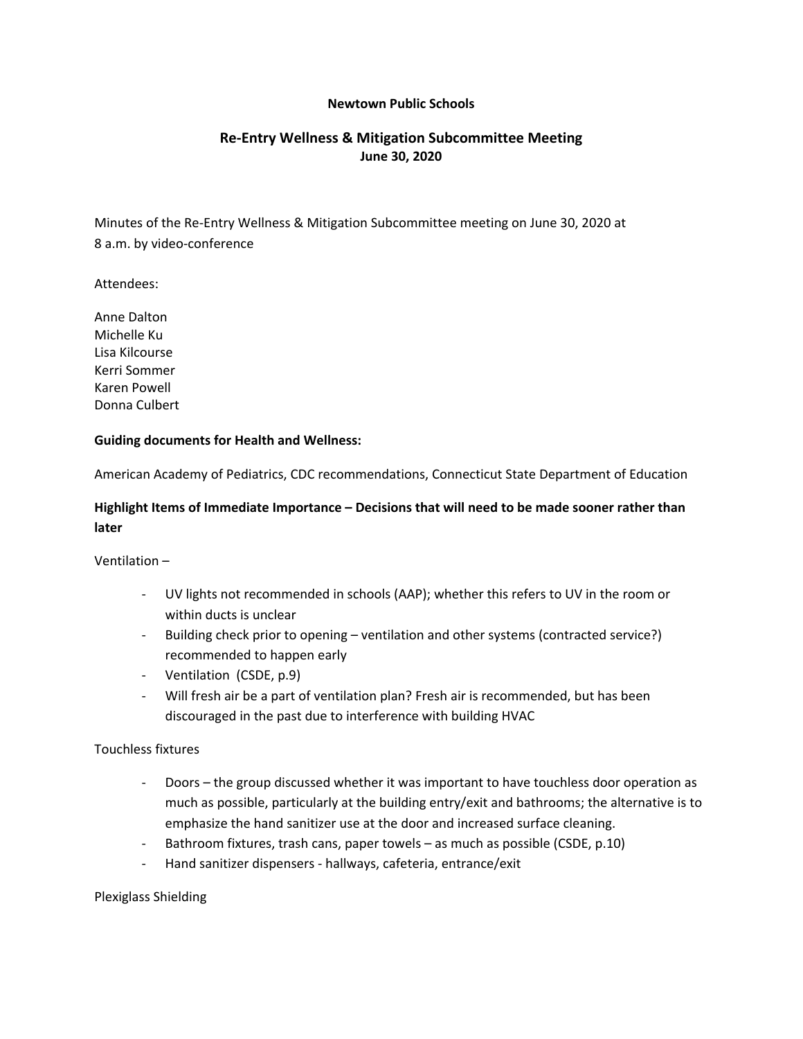**Newtown Public Schools**

## Re-Entry Wellness & Mitigation Subcommittee Meeting

**June 30, 2020**

Minutes of the Re-Entry Wellness & Mitigation Subcommittee meeting on June 30, 2020 at 8 a.m. by video-conference

Attendees:

Anne Dalton
Michelle Ku
Lisa Kilcourse
Kerri Sommer
Karen Powell
Donna Culbert

**Guiding documents for Health and Wellness:**

American Academy of Pediatrics, CDC recommendations, Connecticut State Department of Education

**Highlight Items of Immediate Importance – Decisions that will need to be made sooner rather than later**

Ventilation –

- UV lights not recommended in schools (AAP); whether this refers to UV in the room or within ducts is unclear
- Building check prior to opening – ventilation and other systems (contracted service?) recommended to happen early
- Ventilation (CSDE, p.9)
- Will fresh air be a part of ventilation plan? Fresh air is recommended, but has been discouraged in the past due to interference with building HVAC

Touchless fixtures

- Doors – the group discussed whether it was important to have touchless door operation as much as possible, particularly at the building entry/exit and bathrooms; the alternative is to emphasize the hand sanitizer use at the door and increased surface cleaning.
- Bathroom fixtures, trash cans, paper towels – as much as possible (CSDE, p.10)
- Hand sanitizer dispensers - hallways, cafeteria, entrance/exit

Plexiglass Shielding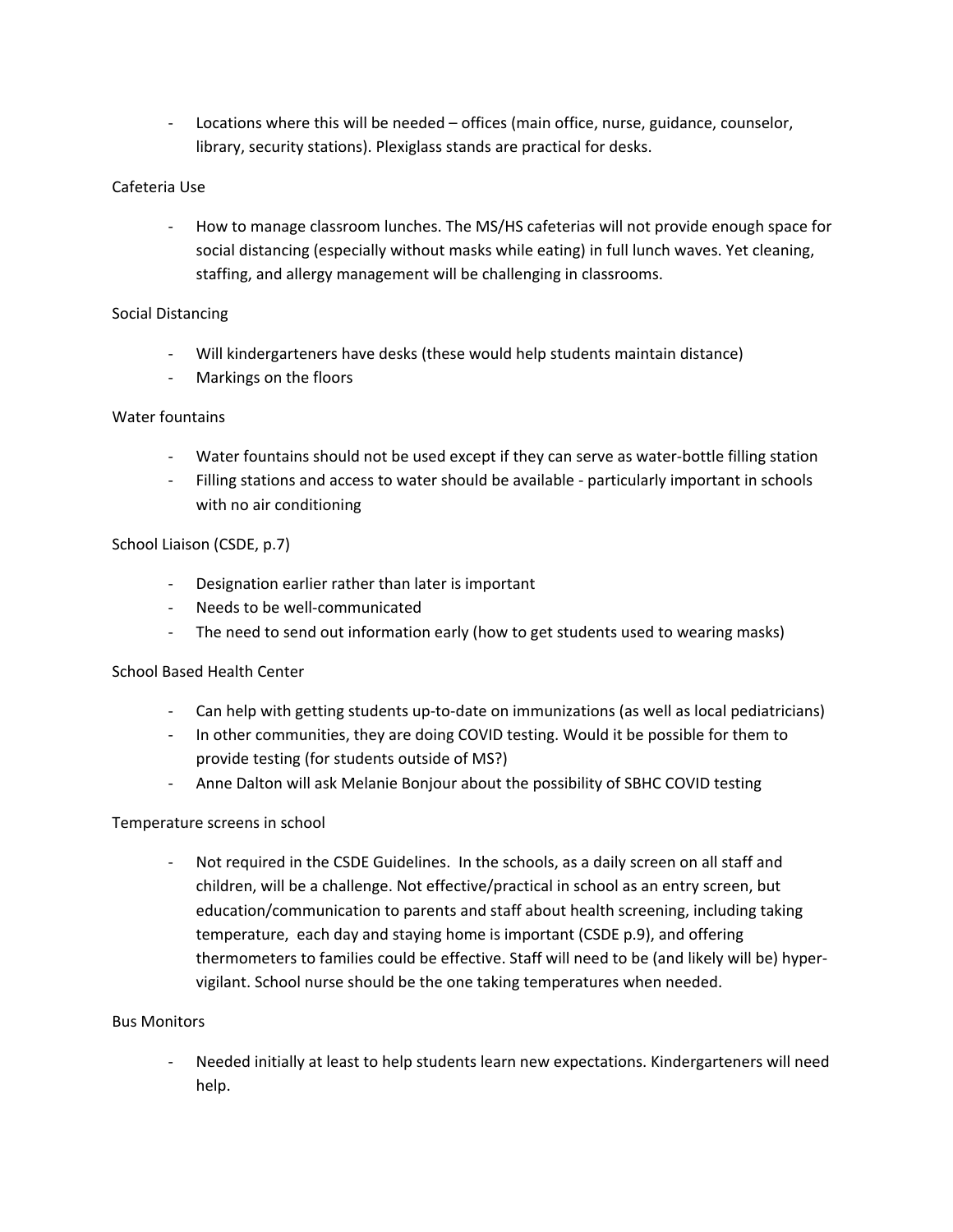- Locations where this will be needed – offices (main office, nurse, guidance, counselor, library, security stations). Plexiglass stands are practical for desks.

Cafeteria Use

- How to manage classroom lunches. The MS/HS cafeterias will not provide enough space for social distancing (especially without masks while eating) in full lunch waves. Yet cleaning, staffing, and allergy management will be challenging in classrooms.

Social Distancing

- Will kindergarteners have desks (these would help students maintain distance)
- Markings on the floors

Water fountains

- Water fountains should not be used except if they can serve as water-bottle filling station
- Filling stations and access to water should be available - particularly important in schools with no air conditioning

School Liaison (CSDE, p.7)

- Designation earlier rather than later is important
- Needs to be well-communicated
- The need to send out information early (how to get students used to wearing masks)

School Based Health Center

- Can help with getting students up-to-date on immunizations (as well as local pediatricians)
- In other communities, they are doing COVID testing. Would it be possible for them to provide testing (for students outside of MS?)
- Anne Dalton will ask Melanie Bonjour about the possibility of SBHC COVID testing

Temperature screens in school

- Not required in the CSDE Guidelines. In the schools, as a daily screen on all staff and children, will be a challenge. Not effective/practical in school as an entry screen, but education/communication to parents and staff about health screening, including taking temperature, each day and staying home is important (CSDE p.9), and offering thermometers to families could be effective. Staff will need to be (and likely will be) hyper-vigilant. School nurse should be the one taking temperatures when needed.

Bus Monitors

- Needed initially at least to help students learn new expectations. Kindergarteners will need help.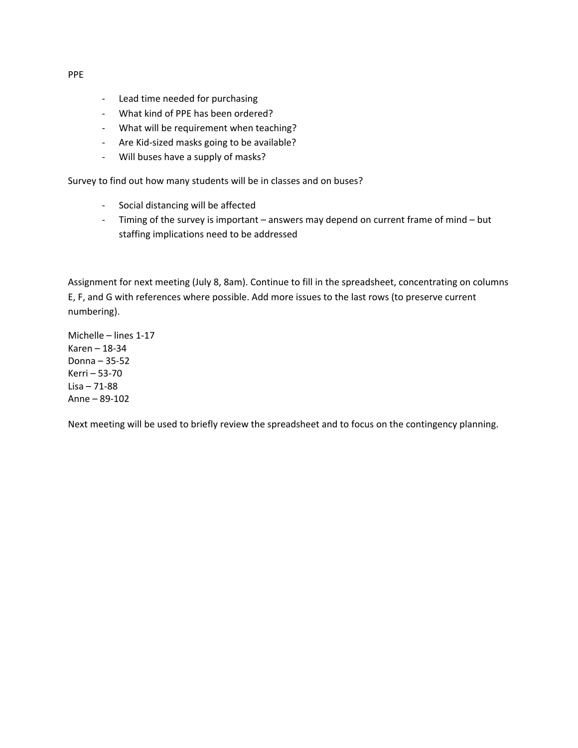PPE

- Lead time needed for purchasing
- What kind of PPE has been ordered?
- What will be requirement when teaching?
- Are Kid-sized masks going to be available?
- Will buses have a supply of masks?

Survey to find out how many students will be in classes and on buses?

- Social distancing will be affected
- Timing of the survey is important – answers may depend on current frame of mind – but staffing implications need to be addressed

Assignment for next meeting (July 8, 8am). Continue to fill in the spreadsheet, concentrating on columns E, F, and G with references where possible. Add more issues to the last rows (to preserve current numbering).

Michelle – lines 1-17
Karen – 18-34
Donna – 35-52
Kerri – 53-70
Lisa – 71-88
Anne – 89-102

Next meeting will be used to briefly review the spreadsheet and to focus on the contingency planning.